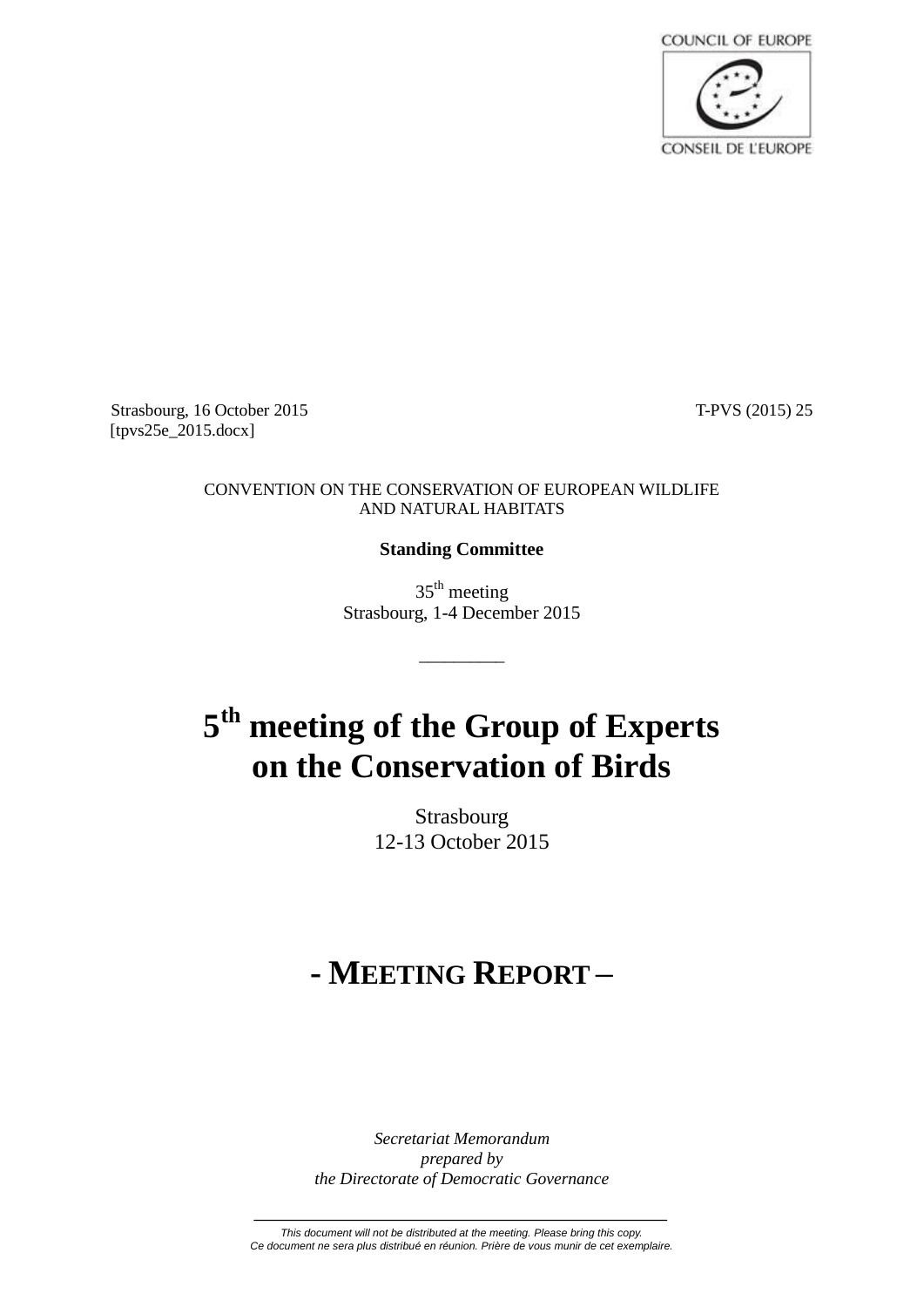COUNCIL OF EUROPE

CONSEIL DE L'EUROPE

Strasbourg, 16 October 2015 T-PVS (2015) 25

[tpvs25e_2015.docx]

CONVENTION ON THE CONSERVATION OF EUROPEAN WILDLIFE AND NATURAL HABITATS

**Standing Committee**

35th meeting

Strasbourg, 1-4 December 2015

---

# 5th meeting of the Group of Experts on the Conservation of Birds

Strasbourg

12-13 October 2015

# - MEETING REPORT –

*Secretariat Memorandum*

*prepared by*

*the Directorate of Democratic Governance*

---

*This document will not be distributed at the meeting. Please bring this copy.*

*Ce document ne sera plus distribué en réunion. Prière de vous munir de cet exemplaire.*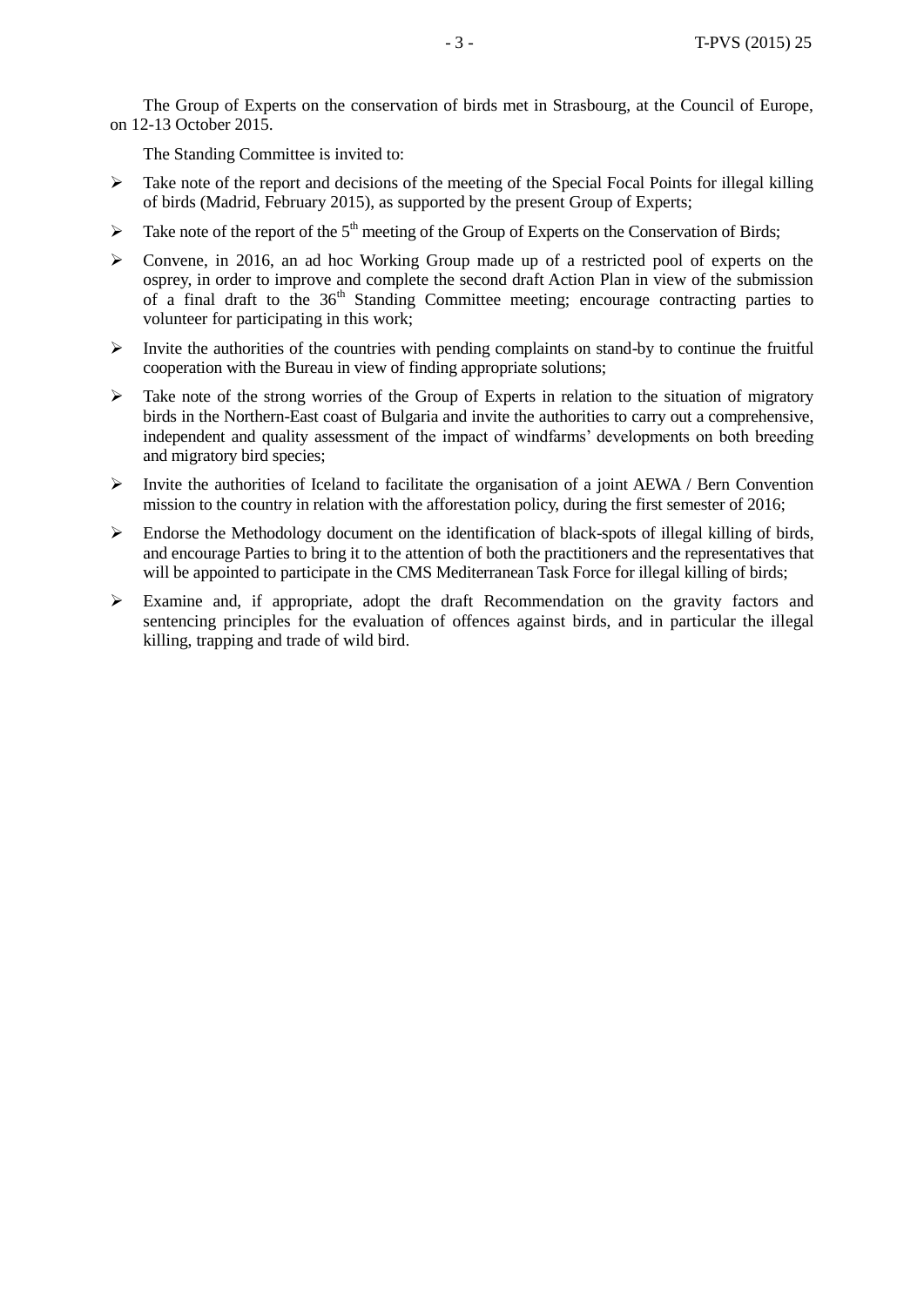The Group of Experts on the conservation of birds met in Strasbourg, at the Council of Europe, on 12-13 October 2015.

The Standing Committee is invited to:

- Take note of the report and decisions of the meeting of the Special Focal Points for illegal killing of birds (Madrid, February 2015), as supported by the present Group of Experts;
- Take note of the report of the 5th meeting of the Group of Experts on the Conservation of Birds;
- Convene, in 2016, an ad hoc Working Group made up of a restricted pool of experts on the osprey, in order to improve and complete the second draft Action Plan in view of the submission of a final draft to the 36th Standing Committee meeting; encourage contracting parties to volunteer for participating in this work;
- Invite the authorities of the countries with pending complaints on stand-by to continue the fruitful cooperation with the Bureau in view of finding appropriate solutions;
- Take note of the strong worries of the Group of Experts in relation to the situation of migratory birds in the Northern-East coast of Bulgaria and invite the authorities to carry out a comprehensive, independent and quality assessment of the impact of windfarms' developments on both breeding and migratory bird species;
- Invite the authorities of Iceland to facilitate the organisation of a joint AEWA / Bern Convention mission to the country in relation with the afforestation policy, during the first semester of 2016;
- Endorse the Methodology document on the identification of black-spots of illegal killing of birds, and encourage Parties to bring it to the attention of both the practitioners and the representatives that will be appointed to participate in the CMS Mediterranean Task Force for illegal killing of birds;
- Examine and, if appropriate, adopt the draft Recommendation on the gravity factors and sentencing principles for the evaluation of offences against birds, and in particular the illegal killing, trapping and trade of wild bird.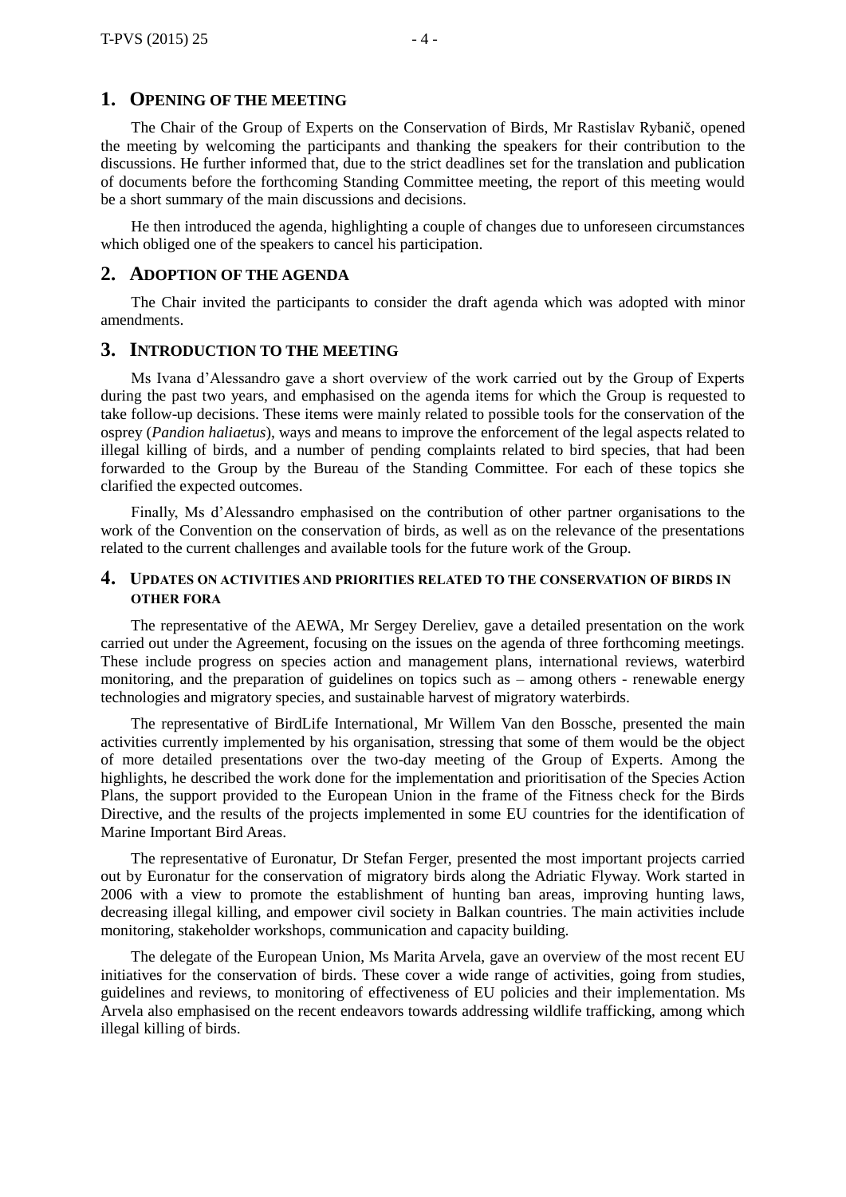## 1. OPENING OF THE MEETING

The Chair of the Group of Experts on the Conservation of Birds, Mr Rastislav Rybanič, opened the meeting by welcoming the participants and thanking the speakers for their contribution to the discussions. He further informed that, due to the strict deadlines set for the translation and publication of documents before the forthcoming Standing Committee meeting, the report of this meeting would be a short summary of the main discussions and decisions.

He then introduced the agenda, highlighting a couple of changes due to unforeseen circumstances which obliged one of the speakers to cancel his participation.

## 2. ADOPTION OF THE AGENDA

The Chair invited the participants to consider the draft agenda which was adopted with minor amendments.

## 3. INTRODUCTION TO THE MEETING

Ms Ivana d'Alessandro gave a short overview of the work carried out by the Group of Experts during the past two years, and emphasised on the agenda items for which the Group is requested to take follow-up decisions. These items were mainly related to possible tools for the conservation of the osprey (*Pandion haliaetus*), ways and means to improve the enforcement of the legal aspects related to illegal killing of birds, and a number of pending complaints related to bird species, that had been forwarded to the Group by the Bureau of the Standing Committee. For each of these topics she clarified the expected outcomes.

Finally, Ms d'Alessandro emphasised on the contribution of other partner organisations to the work of the Convention on the conservation of birds, as well as on the relevance of the presentations related to the current challenges and available tools for the future work of the Group.

## 4. UPDATES ON ACTIVITIES AND PRIORITIES RELATED TO THE CONSERVATION OF BIRDS IN OTHER FORA

The representative of the AEWA, Mr Sergey Dereliev, gave a detailed presentation on the work carried out under the Agreement, focusing on the issues on the agenda of three forthcoming meetings. These include progress on species action and management plans, international reviews, waterbird monitoring, and the preparation of guidelines on topics such as – among others - renewable energy technologies and migratory species, and sustainable harvest of migratory waterbirds.

The representative of BirdLife International, Mr Willem Van den Bossche, presented the main activities currently implemented by his organisation, stressing that some of them would be the object of more detailed presentations over the two-day meeting of the Group of Experts. Among the highlights, he described the work done for the implementation and prioritisation of the Species Action Plans, the support provided to the European Union in the frame of the Fitness check for the Birds Directive, and the results of the projects implemented in some EU countries for the identification of Marine Important Bird Areas.

The representative of Euronatur, Dr Stefan Ferger, presented the most important projects carried out by Euronatur for the conservation of migratory birds along the Adriatic Flyway. Work started in 2006 with a view to promote the establishment of hunting ban areas, improving hunting laws, decreasing illegal killing, and empower civil society in Balkan countries. The main activities include monitoring, stakeholder workshops, communication and capacity building.

The delegate of the European Union, Ms Marita Arvela, gave an overview of the most recent EU initiatives for the conservation of birds. These cover a wide range of activities, going from studies, guidelines and reviews, to monitoring of effectiveness of EU policies and their implementation. Ms Arvela also emphasised on the recent endeavors towards addressing wildlife trafficking, among which illegal killing of birds.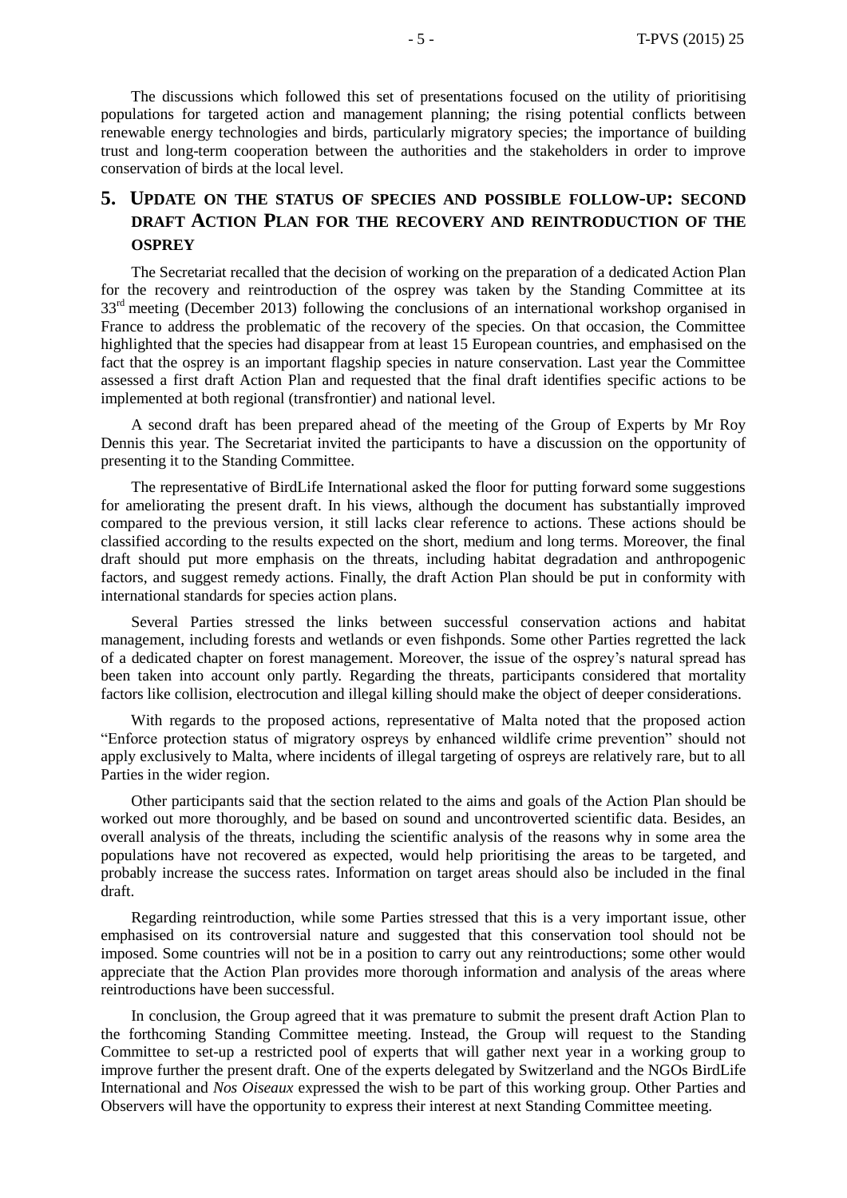The discussions which followed this set of presentations focused on the utility of prioritising populations for targeted action and management planning; the rising potential conflicts between renewable energy technologies and birds, particularly migratory species; the importance of building trust and long-term cooperation between the authorities and the stakeholders in order to improve conservation of birds at the local level.

## 5. UPDATE ON THE STATUS OF SPECIES AND POSSIBLE FOLLOW-UP: SECOND DRAFT ACTION PLAN FOR THE RECOVERY AND REINTRODUCTION OF THE OSPREY

The Secretariat recalled that the decision of working on the preparation of a dedicated Action Plan for the recovery and reintroduction of the osprey was taken by the Standing Committee at its 33rd meeting (December 2013) following the conclusions of an international workshop organised in France to address the problematic of the recovery of the species. On that occasion, the Committee highlighted that the species had disappear from at least 15 European countries, and emphasised on the fact that the osprey is an important flagship species in nature conservation. Last year the Committee assessed a first draft Action Plan and requested that the final draft identifies specific actions to be implemented at both regional (transfrontier) and national level.

A second draft has been prepared ahead of the meeting of the Group of Experts by Mr Roy Dennis this year. The Secretariat invited the participants to have a discussion on the opportunity of presenting it to the Standing Committee.

The representative of BirdLife International asked the floor for putting forward some suggestions for ameliorating the present draft. In his views, although the document has substantially improved compared to the previous version, it still lacks clear reference to actions. These actions should be classified according to the results expected on the short, medium and long terms. Moreover, the final draft should put more emphasis on the threats, including habitat degradation and anthropogenic factors, and suggest remedy actions. Finally, the draft Action Plan should be put in conformity with international standards for species action plans.

Several Parties stressed the links between successful conservation actions and habitat management, including forests and wetlands or even fishponds. Some other Parties regretted the lack of a dedicated chapter on forest management. Moreover, the issue of the osprey's natural spread has been taken into account only partly. Regarding the threats, participants considered that mortality factors like collision, electrocution and illegal killing should make the object of deeper considerations.

With regards to the proposed actions, representative of Malta noted that the proposed action "Enforce protection status of migratory ospreys by enhanced wildlife crime prevention" should not apply exclusively to Malta, where incidents of illegal targeting of ospreys are relatively rare, but to all Parties in the wider region.

Other participants said that the section related to the aims and goals of the Action Plan should be worked out more thoroughly, and be based on sound and uncontroverted scientific data. Besides, an overall analysis of the threats, including the scientific analysis of the reasons why in some area the populations have not recovered as expected, would help prioritising the areas to be targeted, and probably increase the success rates. Information on target areas should also be included in the final draft.

Regarding reintroduction, while some Parties stressed that this is a very important issue, other emphasised on its controversial nature and suggested that this conservation tool should not be imposed. Some countries will not be in a position to carry out any reintroductions; some other would appreciate that the Action Plan provides more thorough information and analysis of the areas where reintroductions have been successful.

In conclusion, the Group agreed that it was premature to submit the present draft Action Plan to the forthcoming Standing Committee meeting. Instead, the Group will request to the Standing Committee to set-up a restricted pool of experts that will gather next year in a working group to improve further the present draft. One of the experts delegated by Switzerland and the NGOs BirdLife International and *Nos Oiseaux* expressed the wish to be part of this working group. Other Parties and Observers will have the opportunity to express their interest at next Standing Committee meeting.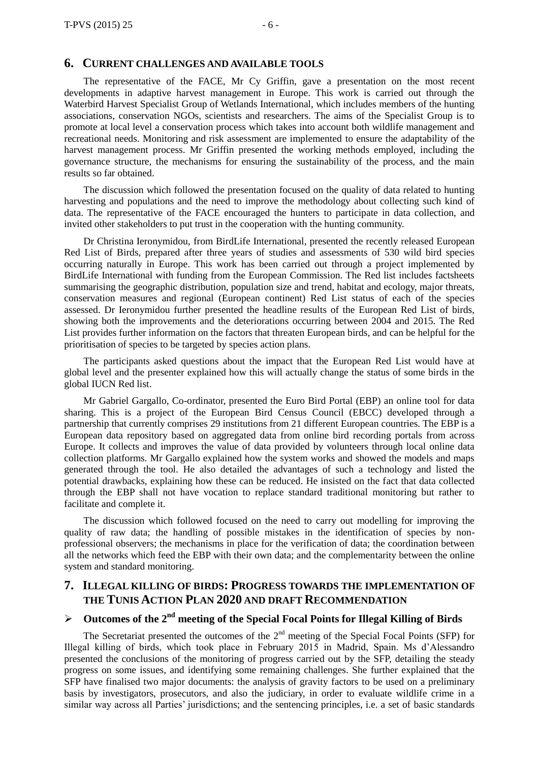## 6. CURRENT CHALLENGES AND AVAILABLE TOOLS

The representative of the FACE, Mr Cy Griffin, gave a presentation on the most recent developments in adaptive harvest management in Europe. This work is carried out through the Waterbird Harvest Specialist Group of Wetlands International, which includes members of the hunting associations, conservation NGOs, scientists and researchers. The aims of the Specialist Group is to promote at local level a conservation process which takes into account both wildlife management and recreational needs. Monitoring and risk assessment are implemented to ensure the adaptability of the harvest management process. Mr Griffin presented the working methods employed, including the governance structure, the mechanisms for ensuring the sustainability of the process, and the main results so far obtained.

The discussion which followed the presentation focused on the quality of data related to hunting harvesting and populations and the need to improve the methodology about collecting such kind of data. The representative of the FACE encouraged the hunters to participate in data collection, and invited other stakeholders to put trust in the cooperation with the hunting community.

Dr Christina Ieronymidou, from BirdLife International, presented the recently released European Red List of Birds, prepared after three years of studies and assessments of 530 wild bird species occurring naturally in Europe. This work has been carried out through a project implemented by BirdLife International with funding from the European Commission. The Red list includes factsheets summarising the geographic distribution, population size and trend, habitat and ecology, major threats, conservation measures and regional (European continent) Red List status of each of the species assessed. Dr Ieronymidou further presented the headline results of the European Red List of birds, showing both the improvements and the deteriorations occurring between 2004 and 2015. The Red List provides further information on the factors that threaten European birds, and can be helpful for the prioritisation of species to be targeted by species action plans.

The participants asked questions about the impact that the European Red List would have at global level and the presenter explained how this will actually change the status of some birds in the global IUCN Red list.

Mr Gabriel Gargallo, Co-ordinator, presented the Euro Bird Portal (EBP) an online tool for data sharing. This is a project of the European Bird Census Council (EBCC) developed through a partnership that currently comprises 29 institutions from 21 different European countries. The EBP is a European data repository based on aggregated data from online bird recording portals from across Europe. It collects and improves the value of data provided by volunteers through local online data collection platforms. Mr Gargallo explained how the system works and showed the models and maps generated through the tool. He also detailed the advantages of such a technology and listed the potential drawbacks, explaining how these can be reduced. He insisted on the fact that data collected through the EBP shall not have vocation to replace standard traditional monitoring but rather to facilitate and complete it.

The discussion which followed focused on the need to carry out modelling for improving the quality of raw data; the handling of possible mistakes in the identification of species by non-professional observers; the mechanisms in place for the verification of data; the coordination between all the networks which feed the EBP with their own data; and the complementarity between the online system and standard monitoring.

## 7. ILLEGAL KILLING OF BIRDS: PROGRESS TOWARDS THE IMPLEMENTATION OF THE TUNIS ACTION PLAN 2020 AND DRAFT RECOMMENDATION

### ➢ Outcomes of the 2nd meeting of the Special Focal Points for Illegal Killing of Birds

The Secretariat presented the outcomes of the 2nd meeting of the Special Focal Points (SFP) for Illegal killing of birds, which took place in February 2015 in Madrid, Spain. Ms d'Alessandro presented the conclusions of the monitoring of progress carried out by the SFP, detailing the steady progress on some issues, and identifying some remaining challenges. She further explained that the SFP have finalised two major documents: the analysis of gravity factors to be used on a preliminary basis by investigators, prosecutors, and also the judiciary, in order to evaluate wildlife crime in a similar way across all Parties' jurisdictions; and the sentencing principles, i.e. a set of basic standards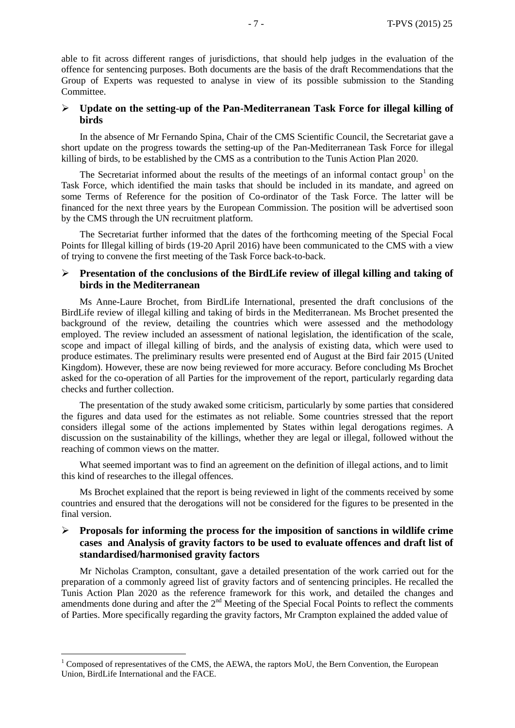able to fit across different ranges of jurisdictions, that should help judges in the evaluation of the offence for sentencing purposes. Both documents are the basis of the draft Recommendations that the Group of Experts was requested to analyse in view of its possible submission to the Standing Committee.

- **Update on the setting-up of the Pan-Mediterranean Task Force for illegal killing of birds**

In the absence of Mr Fernando Spina, Chair of the CMS Scientific Council, the Secretariat gave a short update on the progress towards the setting-up of the Pan-Mediterranean Task Force for illegal killing of birds, to be established by the CMS as a contribution to the Tunis Action Plan 2020.

The Secretariat informed about the results of the meetings of an informal contact group[1] on the Task Force, which identified the main tasks that should be included in its mandate, and agreed on some Terms of Reference for the position of Co-ordinator of the Task Force. The latter will be financed for the next three years by the European Commission. The position will be advertised soon by the CMS through the UN recruitment platform.

The Secretariat further informed that the dates of the forthcoming meeting of the Special Focal Points for Illegal killing of birds (19-20 April 2016) have been communicated to the CMS with a view of trying to convene the first meeting of the Task Force back-to-back.

- **Presentation of the conclusions of the BirdLife review of illegal killing and taking of birds in the Mediterranean**

Ms Anne-Laure Brochet, from BirdLife International, presented the draft conclusions of the BirdLife review of illegal killing and taking of birds in the Mediterranean. Ms Brochet presented the background of the review, detailing the countries which were assessed and the methodology employed. The review included an assessment of national legislation, the identification of the scale, scope and impact of illegal killing of birds, and the analysis of existing data, which were used to produce estimates. The preliminary results were presented end of August at the Bird fair 2015 (United Kingdom). However, these are now being reviewed for more accuracy. Before concluding Ms Brochet asked for the co-operation of all Parties for the improvement of the report, particularly regarding data checks and further collection.

The presentation of the study awaked some criticism, particularly by some parties that considered the figures and data used for the estimates as not reliable. Some countries stressed that the report considers illegal some of the actions implemented by States within legal derogations regimes. A discussion on the sustainability of the killings, whether they are legal or illegal, followed without the reaching of common views on the matter.

What seemed important was to find an agreement on the definition of illegal actions, and to limit this kind of researches to the illegal offences.

Ms Brochet explained that the report is being reviewed in light of the comments received by some countries and ensured that the derogations will not be considered for the figures to be presented in the final version.

- **Proposals for informing the process for the imposition of sanctions in wildlife crime cases and Analysis of gravity factors to be used to evaluate offences and draft list of standardised/harmonised gravity factors**

Mr Nicholas Crampton, consultant, gave a detailed presentation of the work carried out for the preparation of a commonly agreed list of gravity factors and of sentencing principles. He recalled the Tunis Action Plan 2020 as the reference framework for this work, and detailed the changes and amendments done during and after the 2nd Meeting of the Special Focal Points to reflect the comments of Parties. More specifically regarding the gravity factors, Mr Crampton explained the added value of

---

[1] Composed of representatives of the CMS, the AEWA, the raptors MoU, the Bern Convention, the European Union, BirdLife International and the FACE.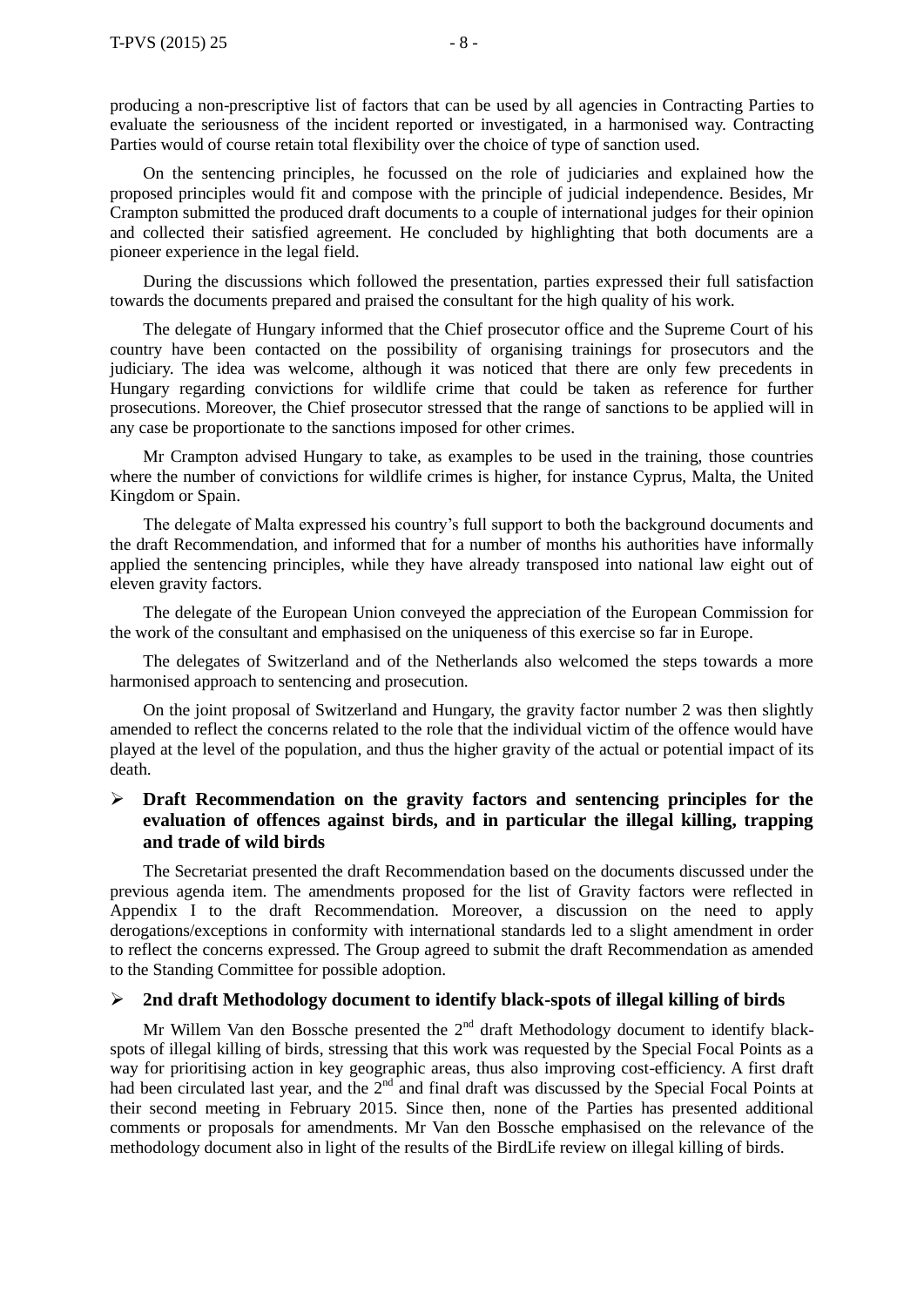producing a non-prescriptive list of factors that can be used by all agencies in Contracting Parties to evaluate the seriousness of the incident reported or investigated, in a harmonised way. Contracting Parties would of course retain total flexibility over the choice of type of sanction used.

On the sentencing principles, he focussed on the role of judiciaries and explained how the proposed principles would fit and compose with the principle of judicial independence. Besides, Mr Crampton submitted the produced draft documents to a couple of international judges for their opinion and collected their satisfied agreement. He concluded by highlighting that both documents are a pioneer experience in the legal field.

During the discussions which followed the presentation, parties expressed their full satisfaction towards the documents prepared and praised the consultant for the high quality of his work.

The delegate of Hungary informed that the Chief prosecutor office and the Supreme Court of his country have been contacted on the possibility of organising trainings for prosecutors and the judiciary. The idea was welcome, although it was noticed that there are only few precedents in Hungary regarding convictions for wildlife crime that could be taken as reference for further prosecutions. Moreover, the Chief prosecutor stressed that the range of sanctions to be applied will in any case be proportionate to the sanctions imposed for other crimes.

Mr Crampton advised Hungary to take, as examples to be used in the training, those countries where the number of convictions for wildlife crimes is higher, for instance Cyprus, Malta, the United Kingdom or Spain.

The delegate of Malta expressed his country's full support to both the background documents and the draft Recommendation, and informed that for a number of months his authorities have informally applied the sentencing principles, while they have already transposed into national law eight out of eleven gravity factors.

The delegate of the European Union conveyed the appreciation of the European Commission for the work of the consultant and emphasised on the uniqueness of this exercise so far in Europe.

The delegates of Switzerland and of the Netherlands also welcomed the steps towards a more harmonised approach to sentencing and prosecution.

On the joint proposal of Switzerland and Hungary, the gravity factor number 2 was then slightly amended to reflect the concerns related to the role that the individual victim of the offence would have played at the level of the population, and thus the higher gravity of the actual or potential impact of its death.

- **Draft Recommendation on the gravity factors and sentencing principles for the evaluation of offences against birds, and in particular the illegal killing, trapping and trade of wild birds**

The Secretariat presented the draft Recommendation based on the documents discussed under the previous agenda item. The amendments proposed for the list of Gravity factors were reflected in Appendix I to the draft Recommendation. Moreover, a discussion on the need to apply derogations/exceptions in conformity with international standards led to a slight amendment in order to reflect the concerns expressed. The Group agreed to submit the draft Recommendation as amended to the Standing Committee for possible adoption.

- **2nd draft Methodology document to identify black-spots of illegal killing of birds**

Mr Willem Van den Bossche presented the 2nd draft Methodology document to identify black-spots of illegal killing of birds, stressing that this work was requested by the Special Focal Points as a way for prioritising action in key geographic areas, thus also improving cost-efficiency. A first draft had been circulated last year, and the 2nd and final draft was discussed by the Special Focal Points at their second meeting in February 2015. Since then, none of the Parties has presented additional comments or proposals for amendments. Mr Van den Bossche emphasised on the relevance of the methodology document also in light of the results of the BirdLife review on illegal killing of birds.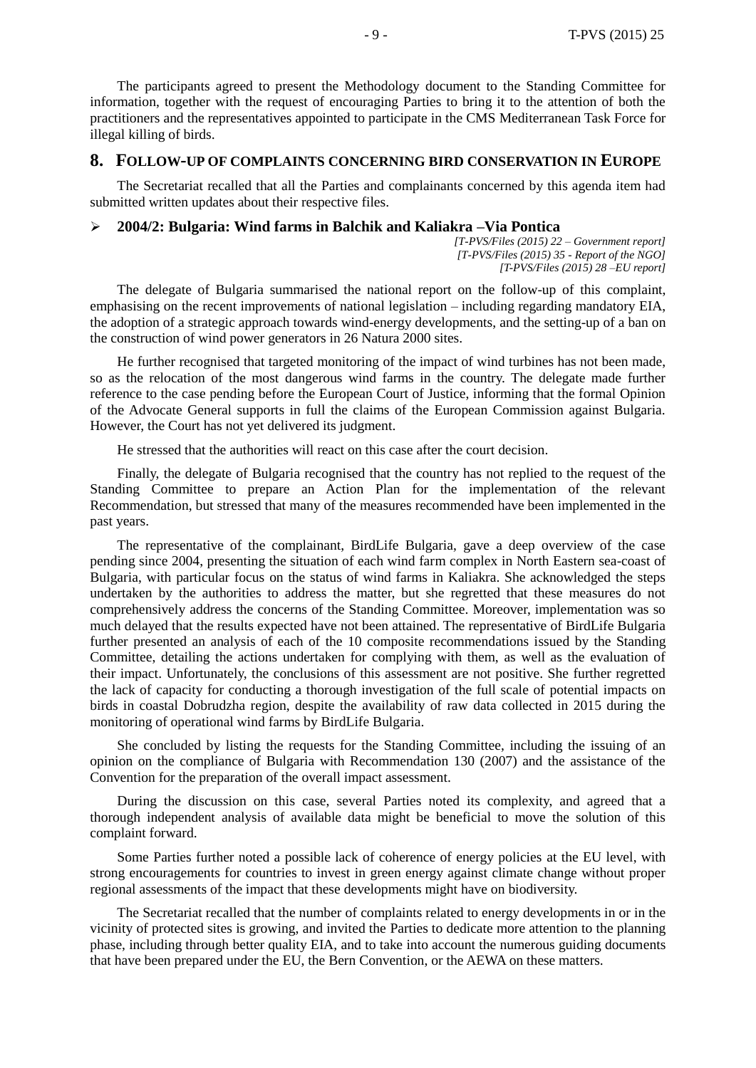The participants agreed to present the Methodology document to the Standing Committee for information, together with the request of encouraging Parties to bring it to the attention of both the practitioners and the representatives appointed to participate in the CMS Mediterranean Task Force for illegal killing of birds.

## 8. Follow-up of complaints concerning bird conservation in Europe

The Secretariat recalled that all the Parties and complainants concerned by this agenda item had submitted written updates about their respective files.

- **2004/2: Bulgaria: Wind farms in Balchik and Kaliakra –Via Pontica**

*[T-PVS/Files (2015) 22 – Government report]*
*[T-PVS/Files (2015) 35 - Report of the NGO]*
*[T-PVS/Files (2015) 28 –EU report]*

The delegate of Bulgaria summarised the national report on the follow-up of this complaint, emphasising on the recent improvements of national legislation – including regarding mandatory EIA, the adoption of a strategic approach towards wind-energy developments, and the setting-up of a ban on the construction of wind power generators in 26 Natura 2000 sites.

He further recognised that targeted monitoring of the impact of wind turbines has not been made, so as the relocation of the most dangerous wind farms in the country. The delegate made further reference to the case pending before the European Court of Justice, informing that the formal Opinion of the Advocate General supports in full the claims of the European Commission against Bulgaria. However, the Court has not yet delivered its judgment.

He stressed that the authorities will react on this case after the court decision.

Finally, the delegate of Bulgaria recognised that the country has not replied to the request of the Standing Committee to prepare an Action Plan for the implementation of the relevant Recommendation, but stressed that many of the measures recommended have been implemented in the past years.

The representative of the complainant, BirdLife Bulgaria, gave a deep overview of the case pending since 2004, presenting the situation of each wind farm complex in North Eastern sea-coast of Bulgaria, with particular focus on the status of wind farms in Kaliakra. She acknowledged the steps undertaken by the authorities to address the matter, but she regretted that these measures do not comprehensively address the concerns of the Standing Committee. Moreover, implementation was so much delayed that the results expected have not been attained. The representative of BirdLife Bulgaria further presented an analysis of each of the 10 composite recommendations issued by the Standing Committee, detailing the actions undertaken for complying with them, as well as the evaluation of their impact. Unfortunately, the conclusions of this assessment are not positive. She further regretted the lack of capacity for conducting a thorough investigation of the full scale of potential impacts on birds in coastal Dobrudzha region, despite the availability of raw data collected in 2015 during the monitoring of operational wind farms by BirdLife Bulgaria.

She concluded by listing the requests for the Standing Committee, including the issuing of an opinion on the compliance of Bulgaria with Recommendation 130 (2007) and the assistance of the Convention for the preparation of the overall impact assessment.

During the discussion on this case, several Parties noted its complexity, and agreed that a thorough independent analysis of available data might be beneficial to move the solution of this complaint forward.

Some Parties further noted a possible lack of coherence of energy policies at the EU level, with strong encouragements for countries to invest in green energy against climate change without proper regional assessments of the impact that these developments might have on biodiversity.

The Secretariat recalled that the number of complaints related to energy developments in or in the vicinity of protected sites is growing, and invited the Parties to dedicate more attention to the planning phase, including through better quality EIA, and to take into account the numerous guiding documents that have been prepared under the EU, the Bern Convention, or the AEWA on these matters.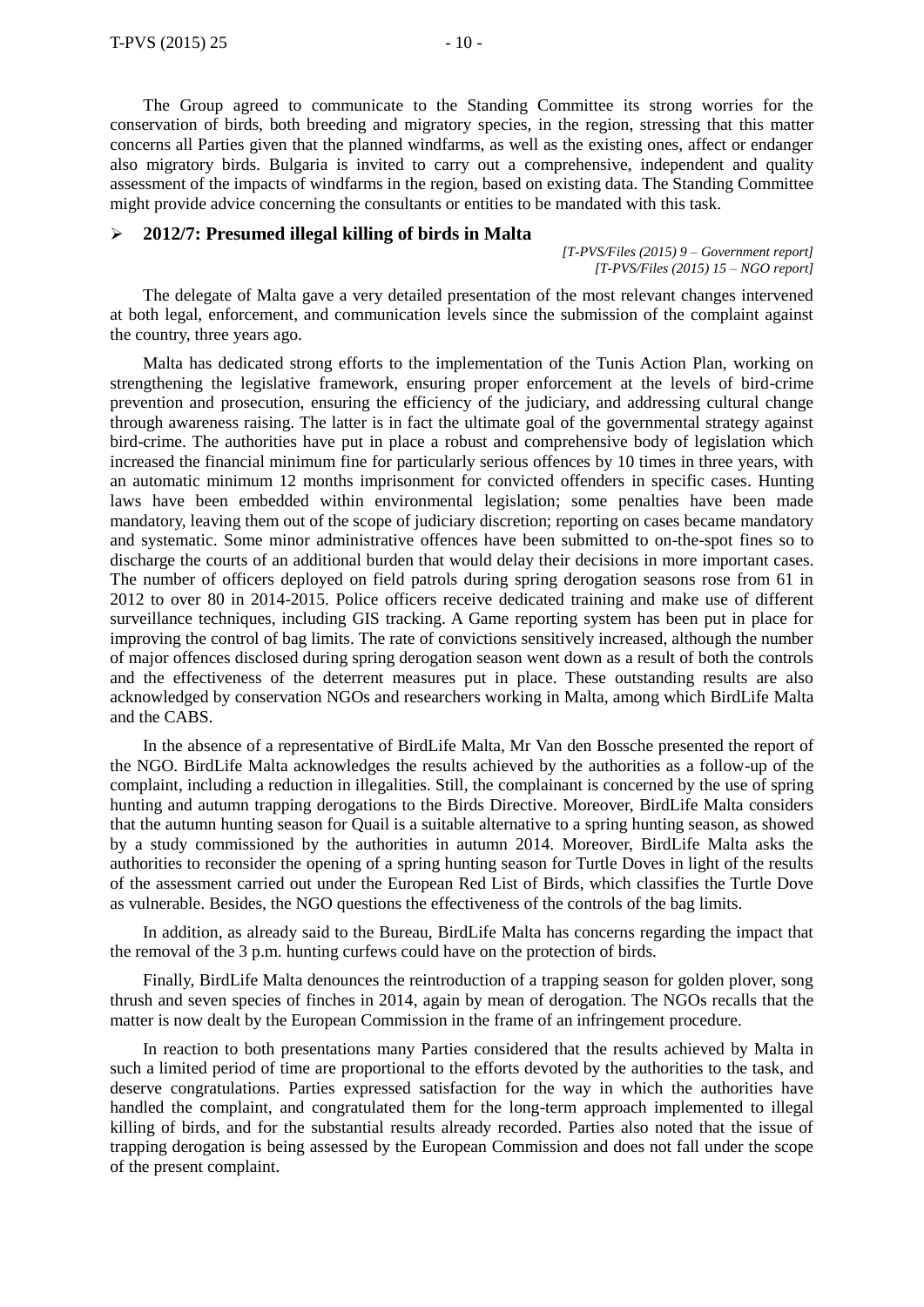The Group agreed to communicate to the Standing Committee its strong worries for the conservation of birds, both breeding and migratory species, in the region, stressing that this matter concerns all Parties given that the planned windfarms, as well as the existing ones, affect or endanger also migratory birds. Bulgaria is invited to carry out a comprehensive, independent and quality assessment of the impacts of windfarms in the region, based on existing data. The Standing Committee might provide advice concerning the consultants or entities to be mandated with this task.

- **2012/7: Presumed illegal killing of birds in Malta**

*[T-PVS/Files (2015) 9 – Government report]*
*[T-PVS/Files (2015) 15 – NGO report]*

The delegate of Malta gave a very detailed presentation of the most relevant changes intervened at both legal, enforcement, and communication levels since the submission of the complaint against the country, three years ago.

Malta has dedicated strong efforts to the implementation of the Tunis Action Plan, working on strengthening the legislative framework, ensuring proper enforcement at the levels of bird-crime prevention and prosecution, ensuring the efficiency of the judiciary, and addressing cultural change through awareness raising. The latter is in fact the ultimate goal of the governmental strategy against bird-crime. The authorities have put in place a robust and comprehensive body of legislation which increased the financial minimum fine for particularly serious offences by 10 times in three years, with an automatic minimum 12 months imprisonment for convicted offenders in specific cases. Hunting laws have been embedded within environmental legislation; some penalties have been made mandatory, leaving them out of the scope of judiciary discretion; reporting on cases became mandatory and systematic. Some minor administrative offences have been submitted to on-the-spot fines so to discharge the courts of an additional burden that would delay their decisions in more important cases. The number of officers deployed on field patrols during spring derogation seasons rose from 61 in 2012 to over 80 in 2014-2015. Police officers receive dedicated training and make use of different surveillance techniques, including GIS tracking. A Game reporting system has been put in place for improving the control of bag limits. The rate of convictions sensitively increased, although the number of major offences disclosed during spring derogation season went down as a result of both the controls and the effectiveness of the deterrent measures put in place. These outstanding results are also acknowledged by conservation NGOs and researchers working in Malta, among which BirdLife Malta and the CABS.

In the absence of a representative of BirdLife Malta, Mr Van den Bossche presented the report of the NGO. BirdLife Malta acknowledges the results achieved by the authorities as a follow-up of the complaint, including a reduction in illegalities. Still, the complainant is concerned by the use of spring hunting and autumn trapping derogations to the Birds Directive. Moreover, BirdLife Malta considers that the autumn hunting season for Quail is a suitable alternative to a spring hunting season, as showed by a study commissioned by the authorities in autumn 2014. Moreover, BirdLife Malta asks the authorities to reconsider the opening of a spring hunting season for Turtle Doves in light of the results of the assessment carried out under the European Red List of Birds, which classifies the Turtle Dove as vulnerable. Besides, the NGO questions the effectiveness of the controls of the bag limits.

In addition, as already said to the Bureau, BirdLife Malta has concerns regarding the impact that the removal of the 3 p.m. hunting curfews could have on the protection of birds.

Finally, BirdLife Malta denounces the reintroduction of a trapping season for golden plover, song thrush and seven species of finches in 2014, again by mean of derogation. The NGOs recalls that the matter is now dealt by the European Commission in the frame of an infringement procedure.

In reaction to both presentations many Parties considered that the results achieved by Malta in such a limited period of time are proportional to the efforts devoted by the authorities to the task, and deserve congratulations. Parties expressed satisfaction for the way in which the authorities have handled the complaint, and congratulated them for the long-term approach implemented to illegal killing of birds, and for the substantial results already recorded. Parties also noted that the issue of trapping derogation is being assessed by the European Commission and does not fall under the scope of the present complaint.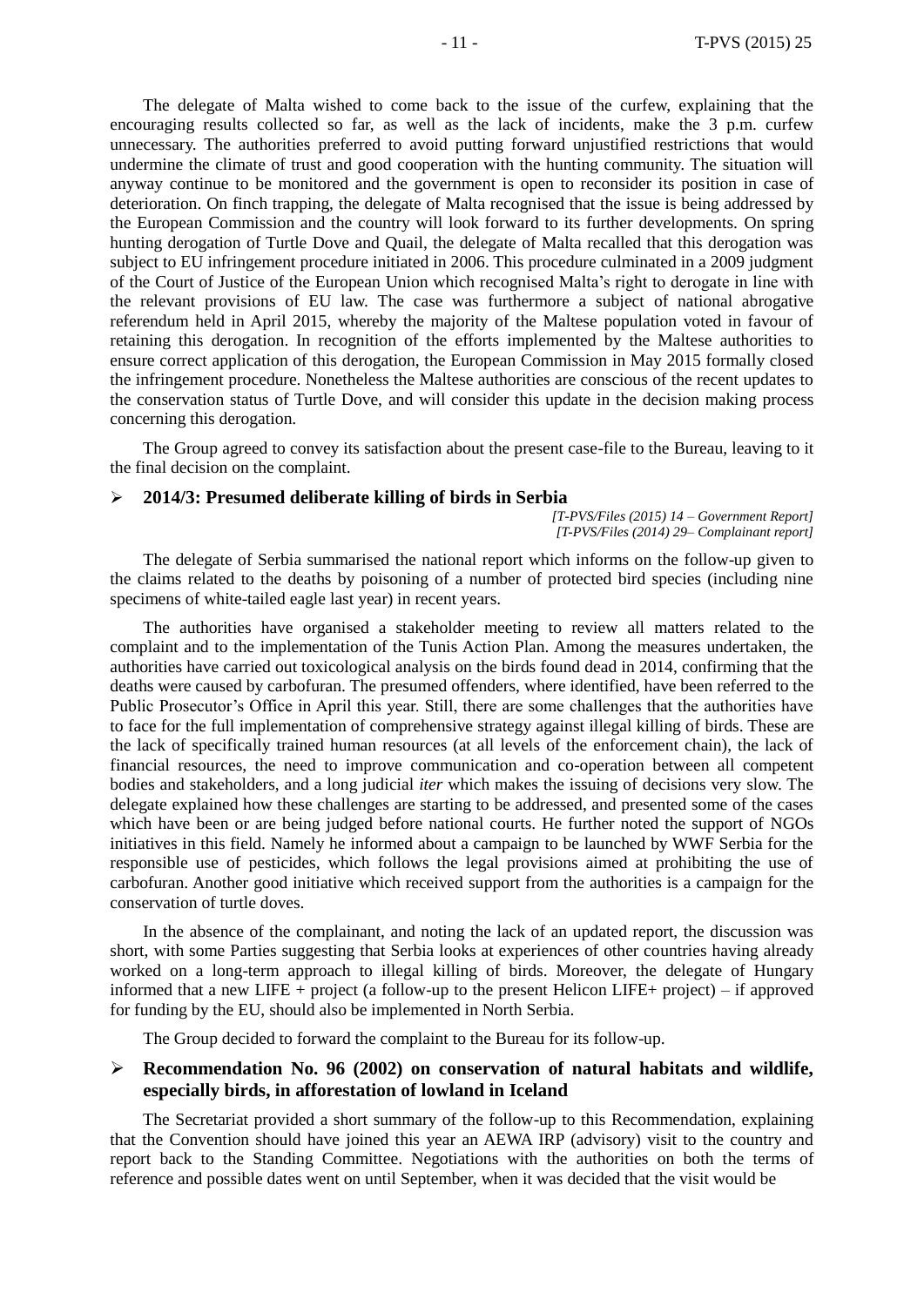The delegate of Malta wished to come back to the issue of the curfew, explaining that the encouraging results collected so far, as well as the lack of incidents, make the 3 p.m. curfew unnecessary. The authorities preferred to avoid putting forward unjustified restrictions that would undermine the climate of trust and good cooperation with the hunting community. The situation will anyway continue to be monitored and the government is open to reconsider its position in case of deterioration. On finch trapping, the delegate of Malta recognised that the issue is being addressed by the European Commission and the country will look forward to its further developments. On spring hunting derogation of Turtle Dove and Quail, the delegate of Malta recalled that this derogation was subject to EU infringement procedure initiated in 2006. This procedure culminated in a 2009 judgment of the Court of Justice of the European Union which recognised Malta's right to derogate in line with the relevant provisions of EU law. The case was furthermore a subject of national abrogative referendum held in April 2015, whereby the majority of the Maltese population voted in favour of retaining this derogation. In recognition of the efforts implemented by the Maltese authorities to ensure correct application of this derogation, the European Commission in May 2015 formally closed the infringement procedure. Nonetheless the Maltese authorities are conscious of the recent updates to the conservation status of Turtle Dove, and will consider this update in the decision making process concerning this derogation.

The Group agreed to convey its satisfaction about the present case-file to the Bureau, leaving to it the final decision on the complaint.

- **2014/3: Presumed deliberate killing of birds in Serbia**

*[T-PVS/Files (2015) 14 – Government Report]*
*[T-PVS/Files (2014) 29– Complainant report]*

The delegate of Serbia summarised the national report which informs on the follow-up given to the claims related to the deaths by poisoning of a number of protected bird species (including nine specimens of white-tailed eagle last year) in recent years.

The authorities have organised a stakeholder meeting to review all matters related to the complaint and to the implementation of the Tunis Action Plan. Among the measures undertaken, the authorities have carried out toxicological analysis on the birds found dead in 2014, confirming that the deaths were caused by carbofuran. The presumed offenders, where identified, have been referred to the Public Prosecutor's Office in April this year. Still, there are some challenges that the authorities have to face for the full implementation of comprehensive strategy against illegal killing of birds. These are the lack of specifically trained human resources (at all levels of the enforcement chain), the lack of financial resources, the need to improve communication and co-operation between all competent bodies and stakeholders, and a long judicial *iter* which makes the issuing of decisions very slow. The delegate explained how these challenges are starting to be addressed, and presented some of the cases which have been or are being judged before national courts. He further noted the support of NGOs initiatives in this field. Namely he informed about a campaign to be launched by WWF Serbia for the responsible use of pesticides, which follows the legal provisions aimed at prohibiting the use of carbofuran. Another good initiative which received support from the authorities is a campaign for the conservation of turtle doves.

In the absence of the complainant, and noting the lack of an updated report, the discussion was short, with some Parties suggesting that Serbia looks at experiences of other countries having already worked on a long-term approach to illegal killing of birds. Moreover, the delegate of Hungary informed that a new LIFE + project (a follow-up to the present Helicon LIFE+ project) – if approved for funding by the EU, should also be implemented in North Serbia.

The Group decided to forward the complaint to the Bureau for its follow-up.

- **Recommendation No. 96 (2002) on conservation of natural habitats and wildlife, especially birds, in afforestation of lowland in Iceland**

The Secretariat provided a short summary of the follow-up to this Recommendation, explaining that the Convention should have joined this year an AEWA IRP (advisory) visit to the country and report back to the Standing Committee. Negotiations with the authorities on both the terms of reference and possible dates went on until September, when it was decided that the visit would be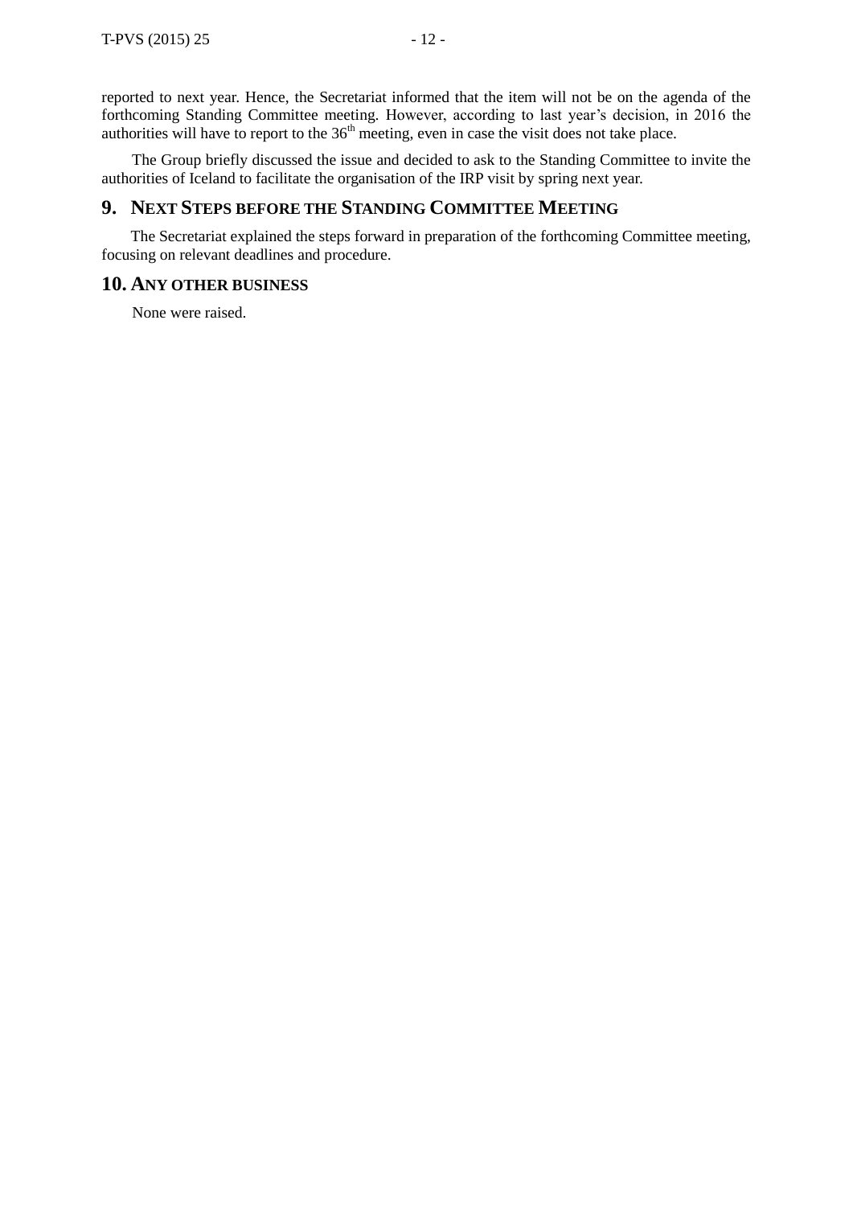reported to next year. Hence, the Secretariat informed that the item will not be on the agenda of the forthcoming Standing Committee meeting. However, according to last year's decision, in 2016 the authorities will have to report to the 36th meeting, even in case the visit does not take place.

The Group briefly discussed the issue and decided to ask to the Standing Committee to invite the authorities of Iceland to facilitate the organisation of the IRP visit by spring next year.

## 9. Next Steps before the Standing Committee Meeting

The Secretariat explained the steps forward in preparation of the forthcoming Committee meeting, focusing on relevant deadlines and procedure.

## 10. Any other business

None were raised.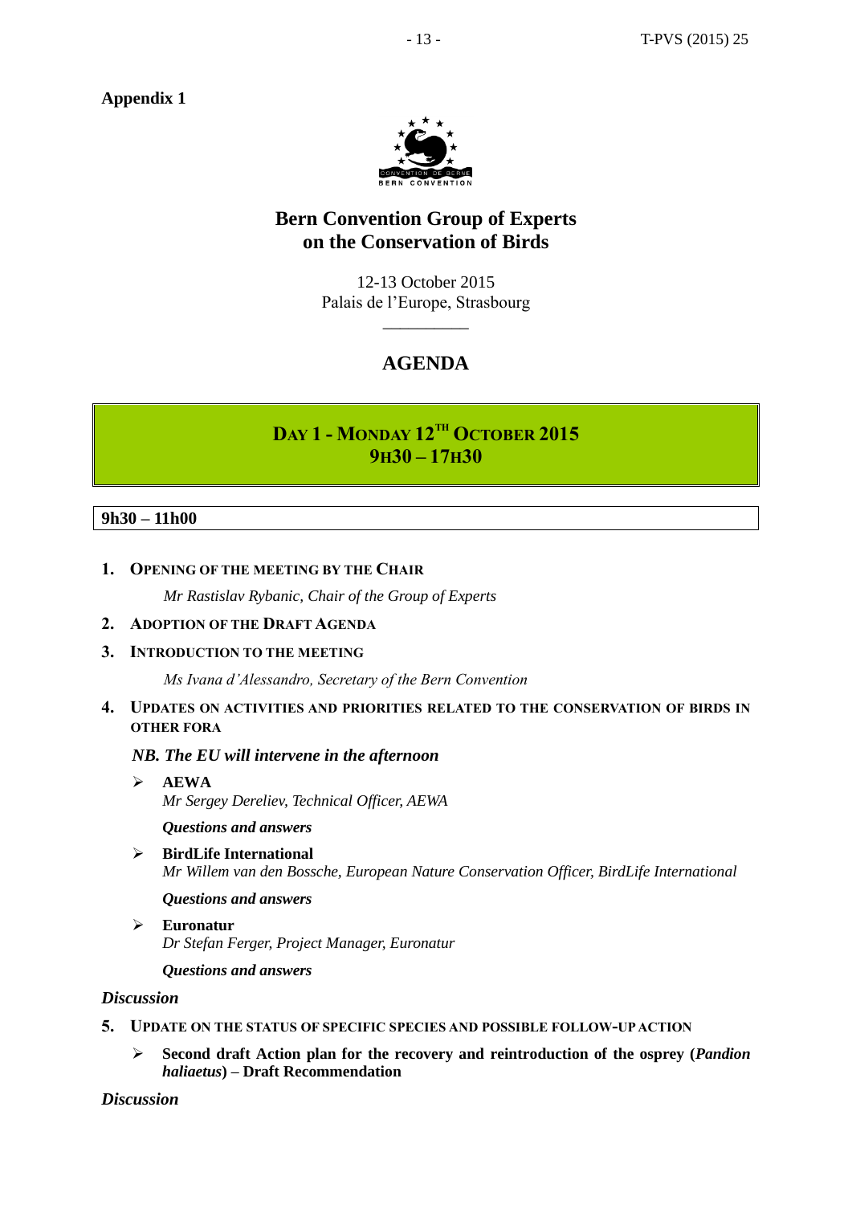**Appendix 1**

# Bern Convention Group of Experts on the Conservation of Birds

12-13 October 2015
Palais de l'Europe, Strasbourg

## AGENDA

## DAY 1 - MONDAY 12TH OCTOBER 2015
## 9H30 – 17H30

**9h30 – 11h00**

1. **OPENING OF THE MEETING BY THE CHAIR**

   *Mr Rastislav Rybanic, Chair of the Group of Experts*

2. **ADOPTION OF THE DRAFT AGENDA**

3. **INTRODUCTION TO THE MEETING**

   *Ms Ivana d'Alessandro, Secretary of the Bern Convention*

4. **UPDATES ON ACTIVITIES AND PRIORITIES RELATED TO THE CONSERVATION OF BIRDS IN OTHER FORA**

   ***NB. The EU will intervene in the afternoon***

   - **AEWA**
     *Mr Sergey Dereliev, Technical Officer, AEWA*

     ***Questions and answers***

   - **BirdLife International**
     *Mr Willem van den Bossche, European Nature Conservation Officer, BirdLife International*

     ***Questions and answers***

   - **Euronatur**
     *Dr Stefan Ferger, Project Manager, Euronatur*

     ***Questions and answers***

***Discussion***

5. **UPDATE ON THE STATUS OF SPECIFIC SPECIES AND POSSIBLE FOLLOW-UP ACTION**

   - **Second draft Action plan for the recovery and reintroduction of the osprey (*Pandion haliaetus*) – Draft Recommendation**

***Discussion***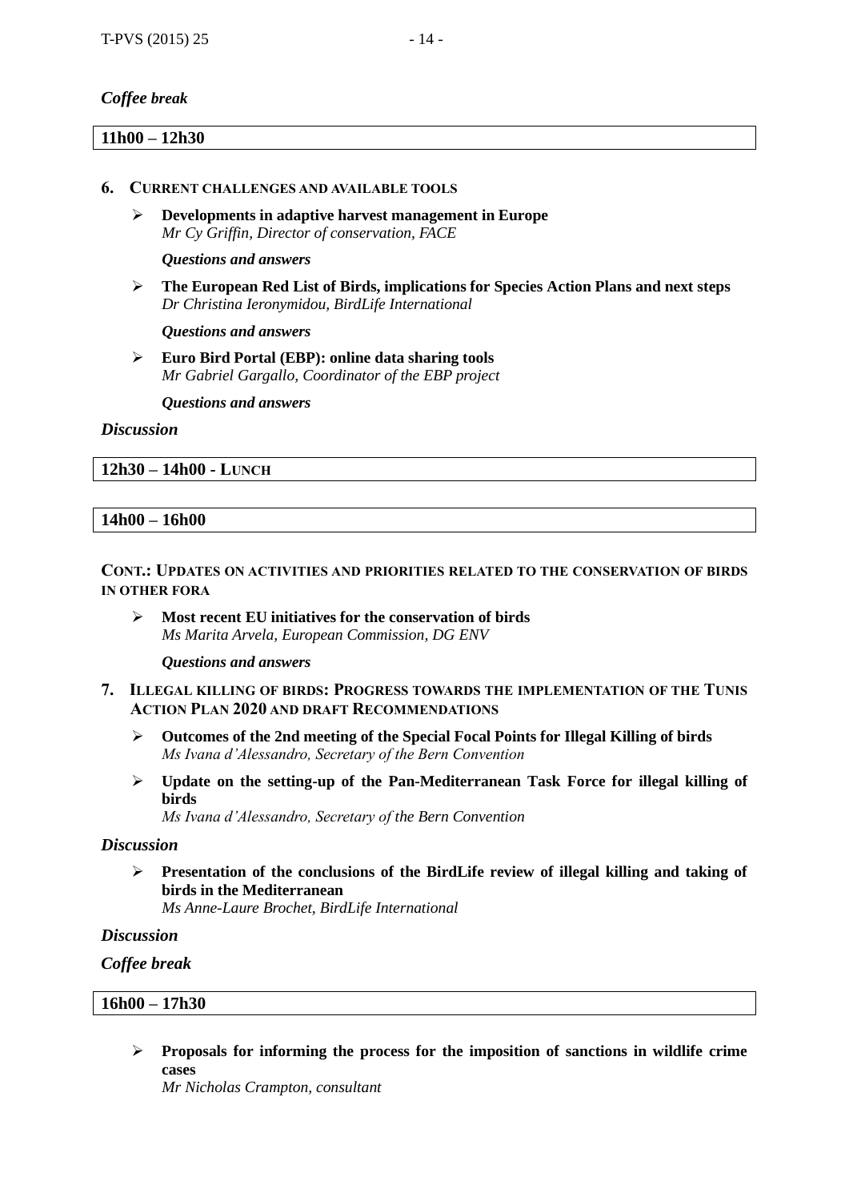*Coffee break*

**11h00 – 12h30**

**6. CURRENT CHALLENGES AND AVAILABLE TOOLS**

- **Developments in adaptive harvest management in Europe**
  *Mr Cy Griffin, Director of conservation, FACE*

  ***Questions and answers***

- **The European Red List of Birds, implications for Species Action Plans and next steps**
  *Dr Christina Ieronymidou, BirdLife International*

  ***Questions and answers***

- **Euro Bird Portal (EBP): online data sharing tools**
  *Mr Gabriel Gargallo, Coordinator of the EBP project*

  ***Questions and answers***

***Discussion***

**12h30 – 14h00 - LUNCH**

**14h00 – 16h00**

**CONT.: UPDATES ON ACTIVITIES AND PRIORITIES RELATED TO THE CONSERVATION OF BIRDS IN OTHER FORA**

- **Most recent EU initiatives for the conservation of birds**
  *Ms Marita Arvela, European Commission, DG ENV*

  ***Questions and answers***

**7. ILLEGAL KILLING OF BIRDS: PROGRESS TOWARDS THE IMPLEMENTATION OF THE TUNIS ACTION PLAN 2020 AND DRAFT RECOMMENDATIONS**

- **Outcomes of the 2nd meeting of the Special Focal Points for Illegal Killing of birds**
  *Ms Ivana d'Alessandro, Secretary of the Bern Convention*

- **Update on the setting-up of the Pan-Mediterranean Task Force for illegal killing of birds**
  *Ms Ivana d'Alessandro, Secretary of the Bern Convention*

***Discussion***

- **Presentation of the conclusions of the BirdLife review of illegal killing and taking of birds in the Mediterranean**
  *Ms Anne-Laure Brochet, BirdLife International*

***Discussion***

***Coffee break***

**16h00 – 17h30**

- **Proposals for informing the process for the imposition of sanctions in wildlife crime cases**
  *Mr Nicholas Crampton, consultant*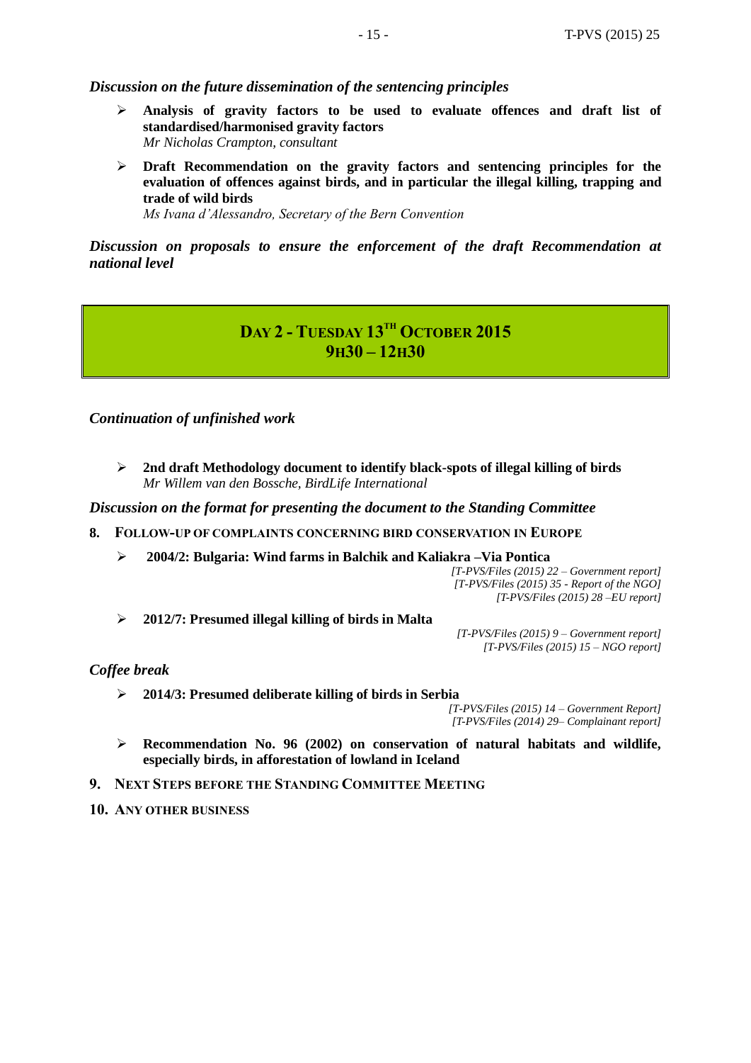*Discussion on the future dissemination of the sentencing principles*

- **Analysis of gravity factors to be used to evaluate offences and draft list of standardised/harmonised gravity factors**
  *Mr Nicholas Crampton, consultant*
- **Draft Recommendation on the gravity factors and sentencing principles for the evaluation of offences against birds, and in particular the illegal killing, trapping and trade of wild birds**
  *Ms Ivana d'Alessandro, Secretary of the Bern Convention*

*Discussion on proposals to ensure the enforcement of the draft Recommendation at national level*

## DAY 2 - TUESDAY 13TH OCTOBER 2015
## 9H30 – 12H30

*Continuation of unfinished work*

- **2nd draft Methodology document to identify black-spots of illegal killing of birds**
  *Mr Willem van den Bossche, BirdLife International*

*Discussion on the format for presenting the document to the Standing Committee*

**8. FOLLOW-UP OF COMPLAINTS CONCERNING BIRD CONSERVATION IN EUROPE**

- **2004/2: Bulgaria: Wind farms in Balchik and Kaliakra –Via Pontica**
  *[T-PVS/Files (2015) 22 – Government report]*
  *[T-PVS/Files (2015) 35 - Report of the NGO]*
  *[T-PVS/Files (2015) 28 –EU report]*
- **2012/7: Presumed illegal killing of birds in Malta**
  *[T-PVS/Files (2015) 9 – Government report]*
  *[T-PVS/Files (2015) 15 – NGO report]*

*Coffee break*

- **2014/3: Presumed deliberate killing of birds in Serbia**
  *[T-PVS/Files (2015) 14 – Government Report]*
  *[T-PVS/Files (2014) 29– Complainant report]*
- **Recommendation No. 96 (2002) on conservation of natural habitats and wildlife, especially birds, in afforestation of lowland in Iceland**

**9. NEXT STEPS BEFORE THE STANDING COMMITTEE MEETING**

**10. ANY OTHER BUSINESS**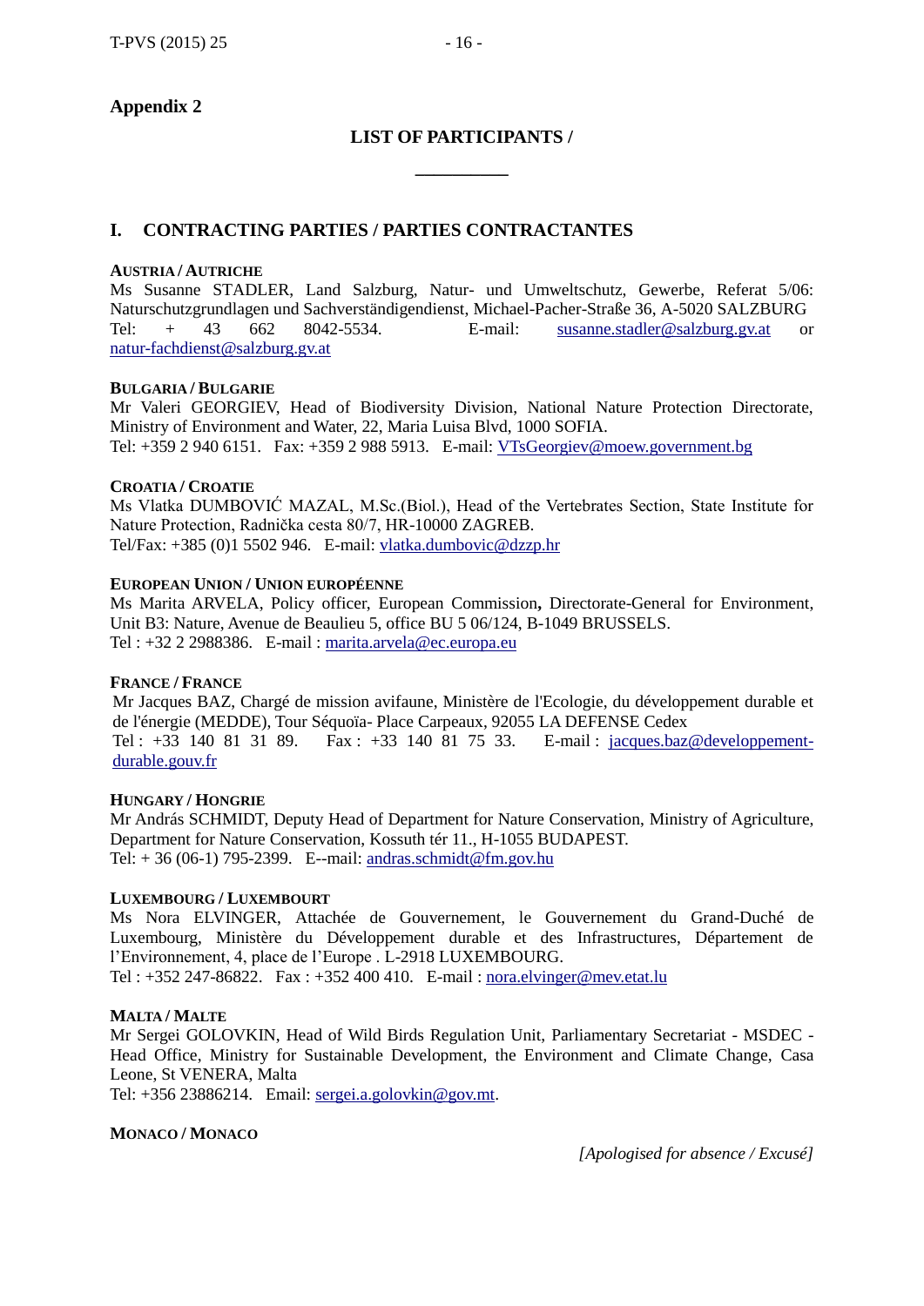**Appendix 2**

## LIST OF PARTICIPANTS /

---

## I. CONTRACTING PARTIES / PARTIES CONTRACTANTES

**AUSTRIA / AUTRICHE**
Ms Susanne STADLER, Land Salzburg, Natur- und Umweltschutz, Gewerbe, Referat 5/06: Naturschutzgrundlagen und Sachverständigendienst, Michael-Pacher-Straße 36, A-5020 SALZBURG
Tel: + 43 662 8042-5534. E-mail: susanne.stadler@salzburg.gv.at or natur-fachdienst@salzburg.gv.at

**BULGARIA / BULGARIE**
Mr Valeri GEORGIEV, Head of Biodiversity Division, National Nature Protection Directorate, Ministry of Environment and Water, 22, Maria Luisa Blvd, 1000 SOFIA.
Tel: +359 2 940 6151. Fax: +359 2 988 5913. E-mail: VTsGeorgiev@moew.government.bg

**CROATIA / CROATIE**
Ms Vlatka DUMBOVIĆ MAZAL, M.Sc.(Biol.), Head of the Vertebrates Section, State Institute for Nature Protection, Radnička cesta 80/7, HR-10000 ZAGREB.
Tel/Fax: +385 (0)1 5502 946. E-mail: vlatka.dumbovic@dzzp.hr

**EUROPEAN UNION / UNION EUROPÉENNE**
Ms Marita ARVELA, Policy officer, European Commission**,** Directorate-General for Environment, Unit B3: Nature, Avenue de Beaulieu 5, office BU 5 06/124, B-1049 BRUSSELS.
Tel : +32 2 2988386. E-mail : marita.arvela@ec.europa.eu

**FRANCE / FRANCE**
Mr Jacques BAZ, Chargé de mission avifaune, Ministère de l'Ecologie, du développement durable et de l'énergie (MEDDE), Tour Séquoïa- Place Carpeaux, 92055 LA DEFENSE Cedex
Tel : +33 140 81 31 89. Fax : +33 140 81 75 33. E-mail : jacques.baz@developpement-durable.gouv.fr

**HUNGARY / HONGRIE**
Mr András SCHMIDT, Deputy Head of Department for Nature Conservation, Ministry of Agriculture, Department for Nature Conservation, Kossuth tér 11., H-1055 BUDAPEST.
Tel: + 36 (06-1) 795-2399. E--mail: andras.schmidt@fm.gov.hu

**LUXEMBOURG / LUXEMBOURT**
Ms Nora ELVINGER, Attachée de Gouvernement, le Gouvernement du Grand-Duché de Luxembourg, Ministère du Développement durable et des Infrastructures, Département de l'Environnement, 4, place de l'Europe . L-2918 LUXEMBOURG.
Tel : +352 247-86822. Fax : +352 400 410. E-mail : nora.elvinger@mev.etat.lu

**MALTA / MALTE**
Mr Sergei GOLOVKIN, Head of Wild Birds Regulation Unit, Parliamentary Secretariat - MSDEC - Head Office, Ministry for Sustainable Development, the Environment and Climate Change, Casa Leone, St VENERA, Malta
Tel: +356 23886214. Email: sergei.a.golovkin@gov.mt.

**MONACO / MONACO**
*[Apologised for absence / Excusé]*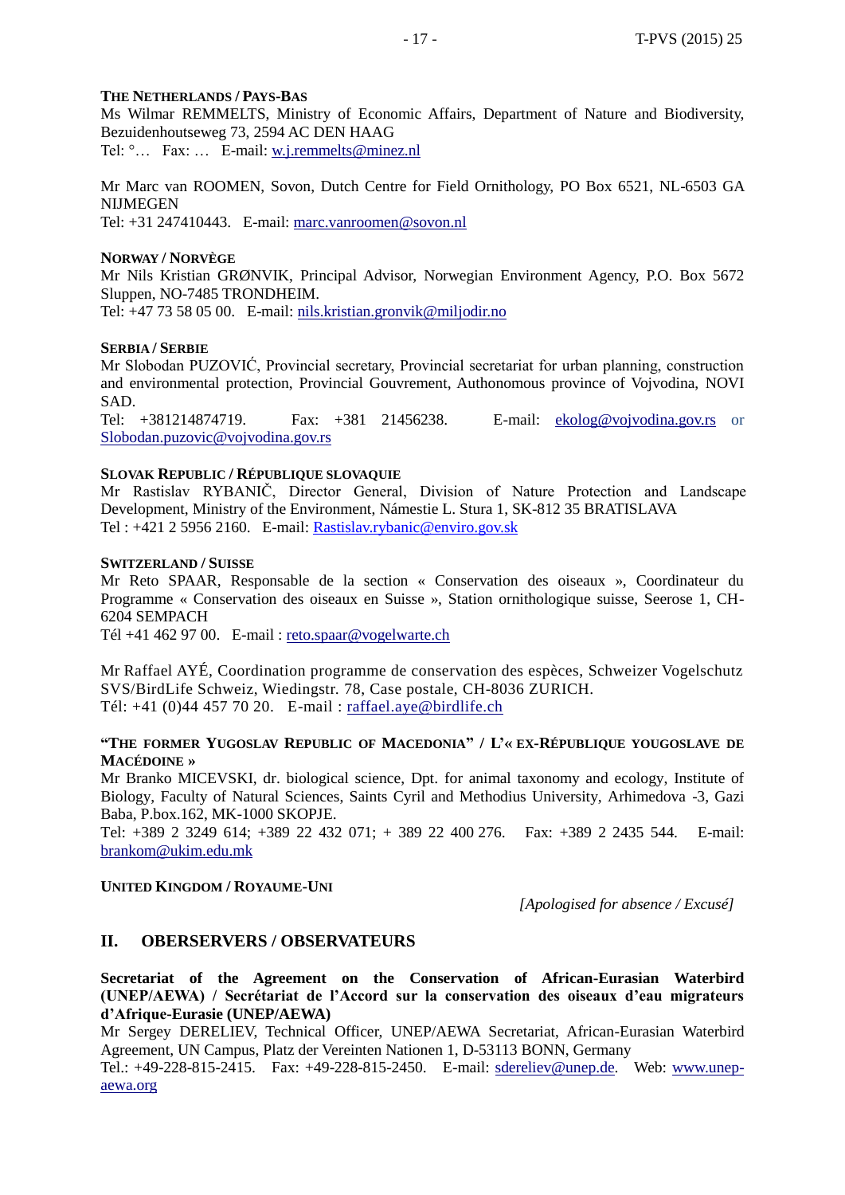**THE NETHERLANDS / PAYS-BAS**

Ms Wilmar REMMELTS, Ministry of Economic Affairs, Department of Nature and Biodiversity, Bezuidenhoutseweg 73, 2594 AC DEN HAAG
Tel: °…   Fax: …   E-mail: w.j.remmelts@minez.nl

Mr Marc van ROOMEN, Sovon, Dutch Centre for Field Ornithology, PO Box 6521, NL-6503 GA NIJMEGEN
Tel: +31 247410443.   E-mail: marc.vanroomen@sovon.nl

**NORWAY / NORVÈGE**

Mr Nils Kristian GRØNVIK, Principal Advisor, Norwegian Environment Agency, P.O. Box 5672 Sluppen, NO-7485 TRONDHEIM.
Tel: +47 73 58 05 00.   E-mail: nils.kristian.gronvik@miljodir.no

**SERBIA / SERBIE**

Mr Slobodan PUZOVIĆ, Provincial secretary, Provincial secretariat for urban planning, construction and environmental protection, Provincial Gouvrement, Authonomous province of Vojvodina, NOVI SAD.
Tel: +381214874719.   Fax: +381 21456238.   E-mail: ekolog@vojvodina.gov.rs or Slobodan.puzovic@vojvodina.gov.rs

**SLOVAK REPUBLIC / RÉPUBLIQUE SLOVAQUIE**

Mr Rastislav RYBANIČ, Director General, Division of Nature Protection and Landscape Development, Ministry of the Environment, Námestie L. Stura 1, SK-812 35 BRATISLAVA
Tel : +421 2 5956 2160.   E-mail: Rastislav.rybanic@enviro.gov.sk

**SWITZERLAND / SUISSE**

Mr Reto SPAAR, Responsable de la section « Conservation des oiseaux », Coordinateur du Programme « Conservation des oiseaux en Suisse », Station ornithologique suisse, Seerose 1, CH-6204 SEMPACH
Tél +41 462 97 00.   E-mail : reto.spaar@vogelwarte.ch

Mr Raffael AYÉ, Coordination programme de conservation des espèces, Schweizer Vogelschutz SVS/BirdLife Schweiz, Wiedingstr. 78, Case postale, CH-8036 ZURICH.
Tél: +41 (0)44 457 70 20.   E-mail : raffael.aye@birdlife.ch

**"THE FORMER YUGOSLAV REPUBLIC OF MACEDONIA" / L'« EX-RÉPUBLIQUE YOUGOSLAVE DE MACÉDOINE »**

Mr Branko MICEVSKI, dr. biological science, Dpt. for animal taxonomy and ecology, Institute of Biology, Faculty of Natural Sciences, Saints Cyril and Methodius University, Arhimedova -3, Gazi Baba, P.box.162, MK-1000 SKOPJE.
Tel: +389 2 3249 614; +389 22 432 071; + 389 22 400 276.   Fax: +389 2 2435 544.   E-mail: brankom@ukim.edu.mk

**UNITED KINGDOM / ROYAUME-UNI**

*[Apologised for absence / Excusé]*

## II. OBERSERVERS / OBSERVATEURS

**Secretariat of the Agreement on the Conservation of African-Eurasian Waterbird (UNEP/AEWA) / Secrétariat de l'Accord sur la conservation des oiseaux d'eau migrateurs d'Afrique-Eurasie (UNEP/AEWA)**

Mr Sergey DERELIEV, Technical Officer, UNEP/AEWA Secretariat, African-Eurasian Waterbird Agreement, UN Campus, Platz der Vereinten Nationen 1, D-53113 BONN, Germany
Tel.: +49-228-815-2415.   Fax: +49-228-815-2450.   E-mail: sdereliev@unep.de.   Web: www.unep-aewa.org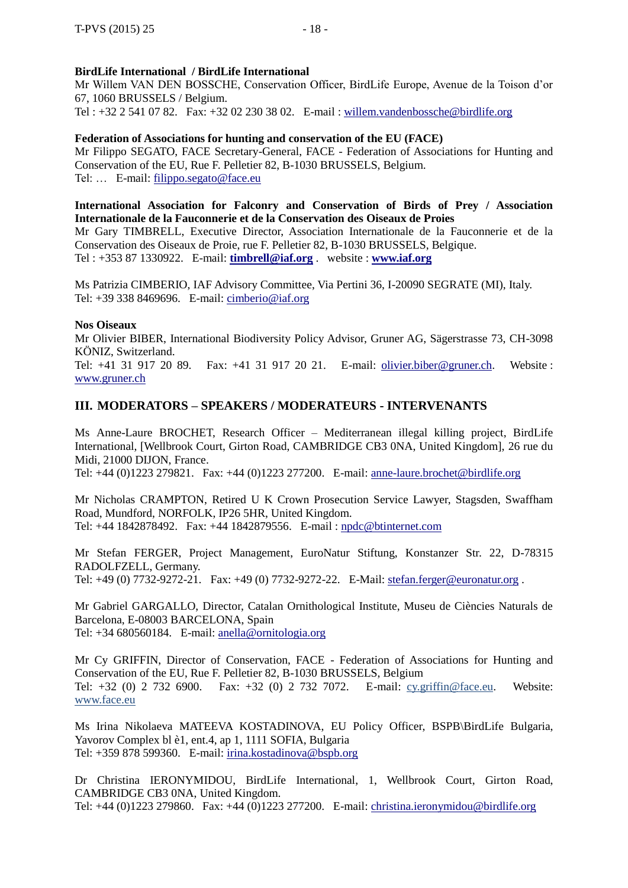**BirdLife International / BirdLife International**
Mr Willem VAN DEN BOSSCHE, Conservation Officer, BirdLife Europe, Avenue de la Toison d'or 67, 1060 BRUSSELS / Belgium.
Tel : +32 2 541 07 82. Fax: +32 02 230 38 02. E-mail : willem.vandenbossche@birdlife.org

**Federation of Associations for hunting and conservation of the EU (FACE)**
Mr Filippo SEGATO, FACE Secretary-General, FACE - Federation of Associations for Hunting and Conservation of the EU, Rue F. Pelletier 82, B-1030 BRUSSELS, Belgium.
Tel: … E-mail: filippo.segato@face.eu

**International Association for Falconry and Conservation of Birds of Prey / Association Internationale de la Fauconnerie et de la Conservation des Oiseaux de Proies**
Mr Gary TIMBRELL, Executive Director, Association Internationale de la Fauconnerie et de la Conservation des Oiseaux de Proie, rue F. Pelletier 82, B-1030 BRUSSELS, Belgique.
Tel : +353 87 1330922. E-mail: **timbrell@iaf.org** . website : **www.iaf.org**

Ms Patrizia CIMBERIO, IAF Advisory Committee, Via Pertini 36, I-20090 SEGRATE (MI), Italy.
Tel: +39 338 8469696. E-mail: cimberio@iaf.org

**Nos Oiseaux**
Mr Olivier BIBER, International Biodiversity Policy Advisor, Gruner AG, Sägerstrasse 73, CH-3098 KÖNIZ, Switzerland.
Tel: +41 31 917 20 89. Fax: +41 31 917 20 21. E-mail: olivier.biber@gruner.ch. Website : www.gruner.ch

## III. MODERATORS – SPEAKERS / MODERATEURS - INTERVENANTS

Ms Anne-Laure BROCHET, Research Officer – Mediterranean illegal killing project, BirdLife International, [Wellbrook Court, Girton Road, CAMBRIDGE CB3 0NA, United Kingdom], 26 rue du Midi, 21000 DIJON, France.
Tel: +44 (0)1223 279821. Fax: +44 (0)1223 277200. E-mail: anne-laure.brochet@birdlife.org

Mr Nicholas CRAMPTON, Retired U K Crown Prosecution Service Lawyer, Stagsden, Swaffham Road, Mundford, NORFOLK, IP26 5HR, United Kingdom.
Tel: +44 1842878492. Fax: +44 1842879556. E-mail : npdc@btinternet.com

Mr Stefan FERGER, Project Management, EuroNatur Stiftung, Konstanzer Str. 22, D-78315 RADOLFZELL, Germany.
Tel: +49 (0) 7732-9272-21. Fax: +49 (0) 7732-9272-22. E-Mail: stefan.ferger@euronatur.org .

Mr Gabriel GARGALLO, Director, Catalan Ornithological Institute, Museu de Ciències Naturals de Barcelona, E-08003 BARCELONA, Spain
Tel: +34 680560184. E-mail: anella@ornitologia.org

Mr Cy GRIFFIN, Director of Conservation, FACE - Federation of Associations for Hunting and Conservation of the EU, Rue F. Pelletier 82, B-1030 BRUSSELS, Belgium
Tel: +32 (0) 2 732 6900. Fax: +32 (0) 2 732 7072. E-mail: cy.griffin@face.eu. Website: www.face.eu

Ms Irina Nikolaeva MATEEVA KOSTADINOVA, EU Policy Officer, BSPB\BirdLife Bulgaria, Yavorov Complex bl è1, ent.4, ap 1, 1111 SOFIA, Bulgaria
Tel: +359 878 599360. E-mail: irina.kostadinova@bspb.org

Dr Christina IERONYMIDOU, BirdLife International, 1, Wellbrook Court, Girton Road, CAMBRIDGE CB3 0NA, United Kingdom.
Tel: +44 (0)1223 279860. Fax: +44 (0)1223 277200. E-mail: christina.ieronymidou@birdlife.org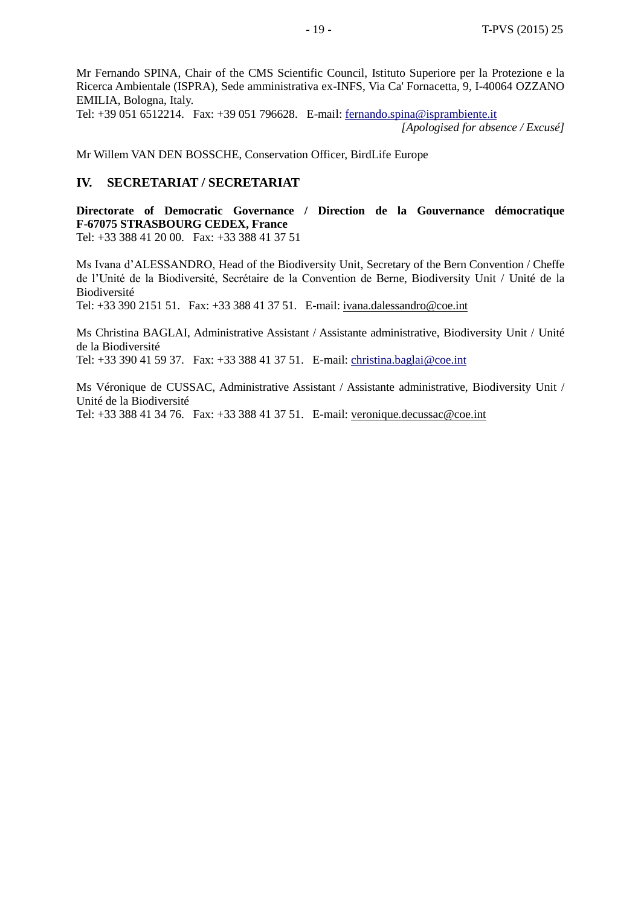Mr Fernando SPINA, Chair of the CMS Scientific Council, Istituto Superiore per la Protezione e la Ricerca Ambientale (ISPRA), Sede amministrativa ex-INFS, Via Ca' Fornacetta, 9, I-40064 OZZANO EMILIA, Bologna, Italy.
Tel: +39 051 6512214. Fax: +39 051 796628. E-mail: fernando.spina@isprambiente.it
*[Apologised for absence / Excusé]*

Mr Willem VAN DEN BOSSCHE, Conservation Officer, BirdLife Europe

## IV. SECRETARIAT / SECRETARIAT

**Directorate of Democratic Governance / Direction de la Gouvernance démocratique F-67075 STRASBOURG CEDEX, France**
Tel: +33 388 41 20 00. Fax: +33 388 41 37 51

Ms Ivana d'ALESSANDRO, Head of the Biodiversity Unit, Secretary of the Bern Convention / Cheffe de l'Unité de la Biodiversité, Secrétaire de la Convention de Berne, Biodiversity Unit / Unité de la Biodiversité
Tel: +33 390 2151 51. Fax: +33 388 41 37 51. E-mail: ivana.dalessandro@coe.int

Ms Christina BAGLAI, Administrative Assistant / Assistante administrative, Biodiversity Unit / Unité de la Biodiversité
Tel: +33 390 41 59 37. Fax: +33 388 41 37 51. E-mail: christina.baglai@coe.int

Ms Véronique de CUSSAC, Administrative Assistant / Assistante administrative, Biodiversity Unit / Unité de la Biodiversité
Tel: +33 388 41 34 76. Fax: +33 388 41 37 51. E-mail: veronique.decussac@coe.int